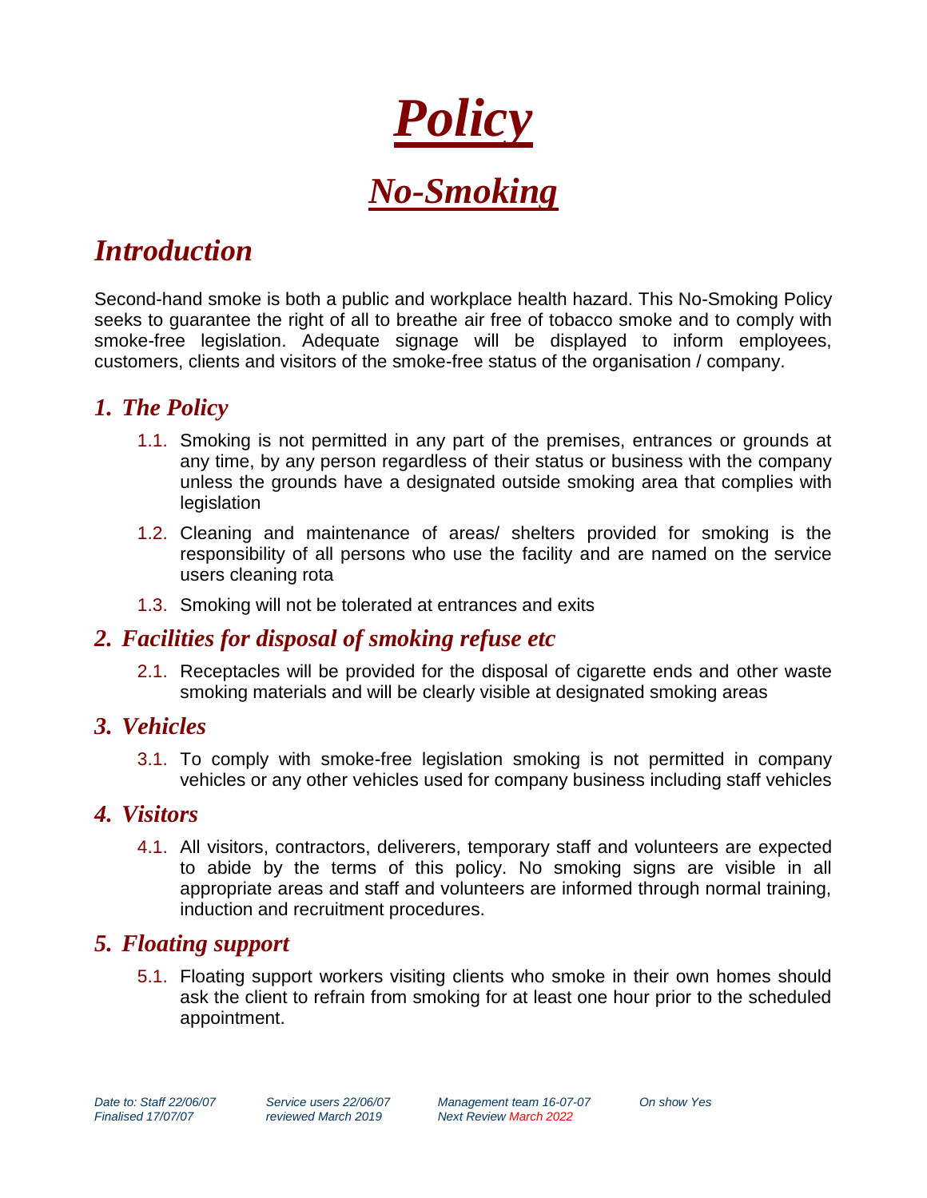# Policy

## No-Smoking

## Introduction

Second-hand smoke is both a public and workplace health hazard. This No-Smoking Policy seeks to guarantee the right of all to breathe air free of tobacco smoke and to comply with smoke-free legislation. Adequate signage will be displayed to inform employees, customers, clients and visitors of the smoke-free status of the organisation / company.

### 1. The Policy

1.1. Smoking is not permitted in any part of the premises, entrances or grounds at any time, by any person regardless of their status or business with the company unless the grounds have a designated outside smoking area that complies with legislation

1.2. Cleaning and maintenance of areas/ shelters provided for smoking is the responsibility of all persons who use the facility and are named on the service users cleaning rota

1.3. Smoking will not be tolerated at entrances and exits

### 2. Facilities for disposal of smoking refuse etc

2.1. Receptacles will be provided for the disposal of cigarette ends and other waste smoking materials and will be clearly visible at designated smoking areas

### 3. Vehicles

3.1. To comply with smoke-free legislation smoking is not permitted in company vehicles or any other vehicles used for company business including staff vehicles

### 4. Visitors

4.1. All visitors, contractors, deliverers, temporary staff and volunteers are expected to abide by the terms of this policy. No smoking signs are visible in all appropriate areas and staff and volunteers are informed through normal training, induction and recruitment procedures.

### 5. Floating support

5.1. Floating support workers visiting clients who smoke in their own homes should ask the client to refrain from smoking for at least one hour prior to the scheduled appointment.

*Date to: Staff 22/06/07 Service users 22/06/07 Management team 16-07-07 On show Yes*
*Finalised 17/07/07 reviewed March 2019 Next Review March 2022*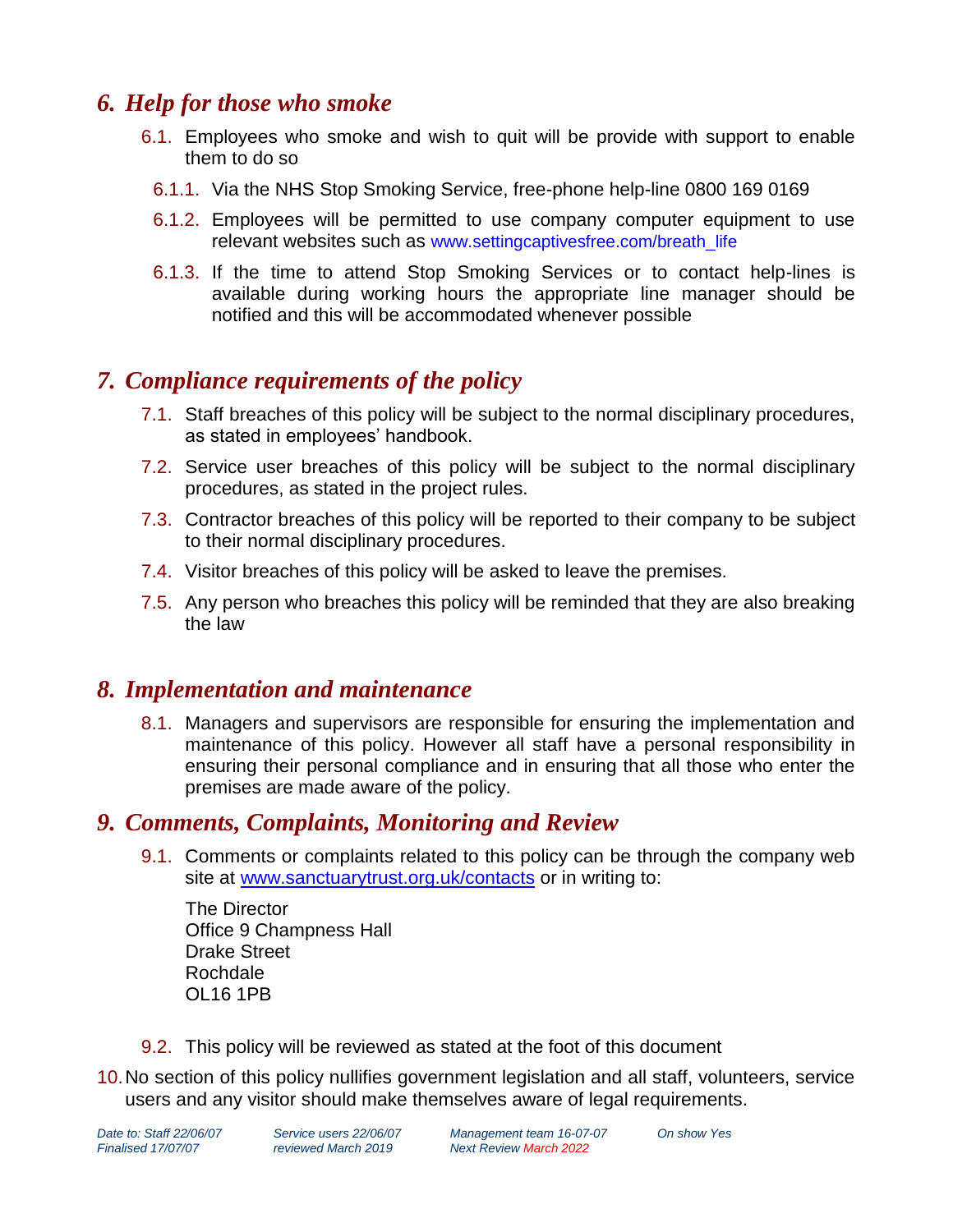## *6. Help for those who smoke*

6.1. Employees who smoke and wish to quit will be provide with support to enable them to do so

6.1.1. Via the NHS Stop Smoking Service, free-phone help-line 0800 169 0169

6.1.2. Employees will be permitted to use company computer equipment to use relevant websites such as www.settingcaptivesfree.com/breath_life

6.1.3. If the time to attend Stop Smoking Services or to contact help-lines is available during working hours the appropriate line manager should be notified and this will be accommodated whenever possible

## *7. Compliance requirements of the policy*

7.1. Staff breaches of this policy will be subject to the normal disciplinary procedures, as stated in employees' handbook.

7.2. Service user breaches of this policy will be subject to the normal disciplinary procedures, as stated in the project rules.

7.3. Contractor breaches of this policy will be reported to their company to be subject to their normal disciplinary procedures.

7.4. Visitor breaches of this policy will be asked to leave the premises.

7.5. Any person who breaches this policy will be reminded that they are also breaking the law

## *8. Implementation and maintenance*

8.1. Managers and supervisors are responsible for ensuring the implementation and maintenance of this policy. However all staff have a personal responsibility in ensuring their personal compliance and in ensuring that all those who enter the premises are made aware of the policy.

## *9. Comments, Complaints, Monitoring and Review*

9.1. Comments or complaints related to this policy can be through the company web site at www.sanctuarytrust.org.uk/contacts or in writing to:

The Director
Office 9 Champness Hall
Drake Street
Rochdale
OL16 1PB

9.2. This policy will be reviewed as stated at the foot of this document

10. No section of this policy nullifies government legislation and all staff, volunteers, service users and any visitor should make themselves aware of legal requirements.

*Date to: Staff 22/06/07 Finalised 17/07/07* *Service users 22/06/07 reviewed March 2019* *Management team 16-07-07 Next Review March 2022* *On show Yes*